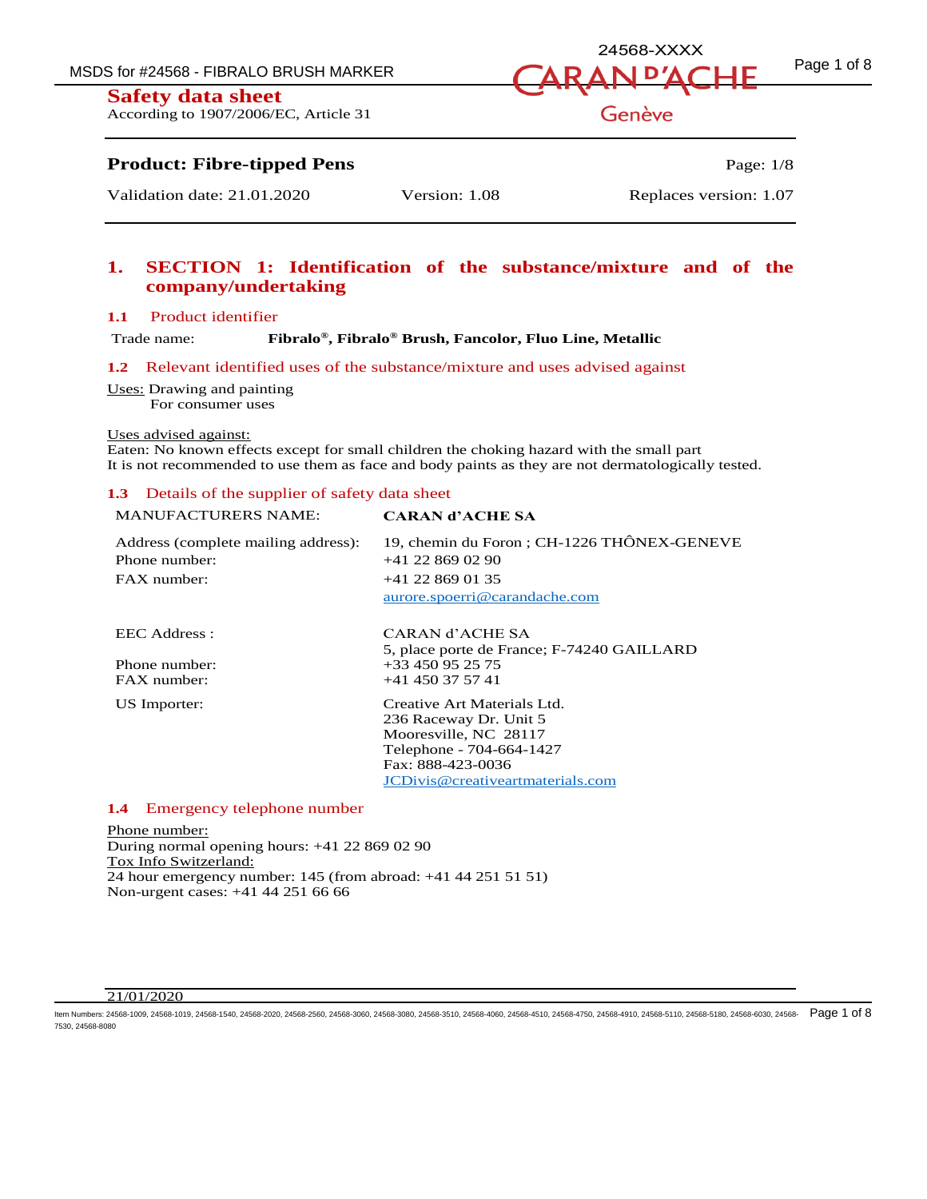# Safety data sheet

According to 1907/2006/EC, Article 31

**Product: Fibre-tipped Pens**

Validation date: 21.01.2020 | Version: 1.08 | Replaces version: 1.07

## 1. SECTION 1: Identification of the substance/mixture and of the company/undertaking

### 1.1 Product identifier

Trade name: **Fibralo®, Fibralo® Brush, Fancolor, Fluo Line, Metallic**

### 1.2 Relevant identified uses of the substance/mixture and uses advised against

Uses: Drawing and painting
For consumer uses

Uses advised against:
Eaten: No known effects except for small children the choking hazard with the small part
It is not recommended to use them as face and body paints as they are not dermatologically tested.

### 1.3 Details of the supplier of safety data sheet

| | |
|---|---|
| MANUFACTURERS NAME: | **CARAN d'ACHE SA** |
| Address (complete mailing address): | 19, chemin du Foron ; CH-1226 THÔNEX-GENEVE |
| Phone number: | +41 22 869 02 90 |
| FAX number: | +41 22 869 01 35 |
| | aurore.spoerri@carandache.com |
| EEC Address : | CARAN d'ACHE SA<br>5, place porte de France; F-74240 GAILLARD |
| Phone number: | +33 450 95 25 75 |
| FAX number: | +41 450 37 57 41 |
| US Importer: | Creative Art Materials Ltd.<br>236 Raceway Dr. Unit 5<br>Mooresville, NC 28117<br>Telephone - 704-664-1427<br>Fax: 888-423-0036<br>JCDivis@creativeartmaterials.com |

### 1.4 Emergency telephone number

Phone number:
During normal opening hours: +41 22 869 02 90
Tox Info Switzerland:
24 hour emergency number: 145 (from abroad: +41 44 251 51 51)
Non-urgent cases: +41 44 251 66 66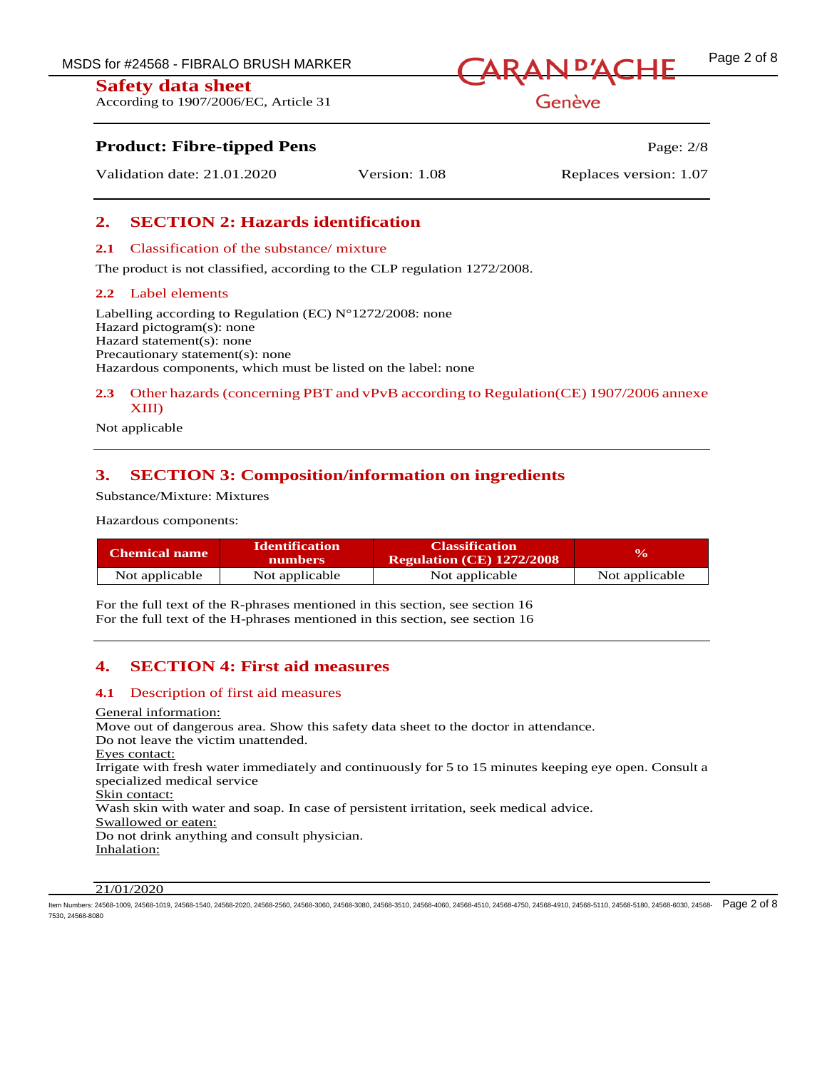## 2. SECTION 2: Hazards identification

### 2.1 Classification of the substance/ mixture

The product is not classified, according to the CLP regulation 1272/2008.

### 2.2 Label elements

Labelling according to Regulation (EC) N°1272/2008: none
Hazard pictogram(s): none
Hazard statement(s): none
Precautionary statement(s): none
Hazardous components, which must be listed on the label: none

### 2.3 Other hazards (concerning PBT and vPvB according to Regulation(CE) 1907/2006 annexe XIII)

Not applicable

## 3. SECTION 3: Composition/information on ingredients

Substance/Mixture: Mixtures

Hazardous components:

| Chemical name | Identification numbers | Classification Regulation (CE) 1272/2008 | % |
|---|---|---|---|
| Not applicable | Not applicable | Not applicable | Not applicable |

For the full text of the R-phrases mentioned in this section, see section 16
For the full text of the H-phrases mentioned in this section, see section 16

## 4. SECTION 4: First aid measures

### 4.1 Description of first aid measures

General information:
Move out of dangerous area. Show this safety data sheet to the doctor in attendance.
Do not leave the victim unattended.
Eyes contact:
Irrigate with fresh water immediately and continuously for 5 to 15 minutes keeping eye open. Consult a specialized medical service
Skin contact:
Wash skin with water and soap. In case of persistent irritation, seek medical advice.
Swallowed or eaten:
Do not drink anything and consult physician.
Inhalation: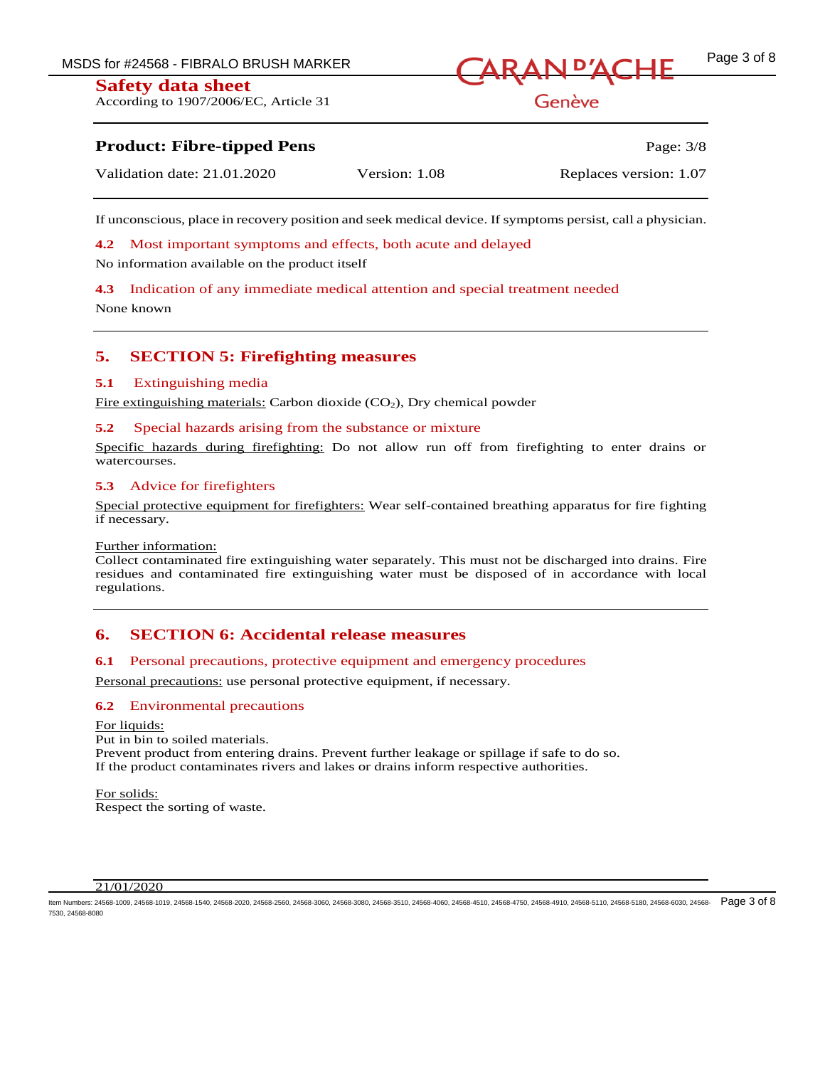If unconscious, place in recovery position and seek medical device. If symptoms persist, call a physician.

### 4.2 Most important symptoms and effects, both acute and delayed

No information available on the product itself

### 4.3 Indication of any immediate medical attention and special treatment needed

None known

## 5. SECTION 5: Firefighting measures

### 5.1 Extinguishing media

Fire extinguishing materials: Carbon dioxide ($CO_2$), Dry chemical powder

### 5.2 Special hazards arising from the substance or mixture

Specific hazards during firefighting: Do not allow run off from firefighting to enter drains or watercourses.

### 5.3 Advice for firefighters

Special protective equipment for firefighters: Wear self-contained breathing apparatus for fire fighting if necessary.

Further information:
Collect contaminated fire extinguishing water separately. This must not be discharged into drains. Fire residues and contaminated fire extinguishing water must be disposed of in accordance with local regulations.

## 6. SECTION 6: Accidental release measures

### 6.1 Personal precautions, protective equipment and emergency procedures

Personal precautions: use personal protective equipment, if necessary.

### 6.2 Environmental precautions

For liquids:
Put in bin to soiled materials.
Prevent product from entering drains. Prevent further leakage or spillage if safe to do so.
If the product contaminates rivers and lakes or drains inform respective authorities.

For solids:
Respect the sorting of waste.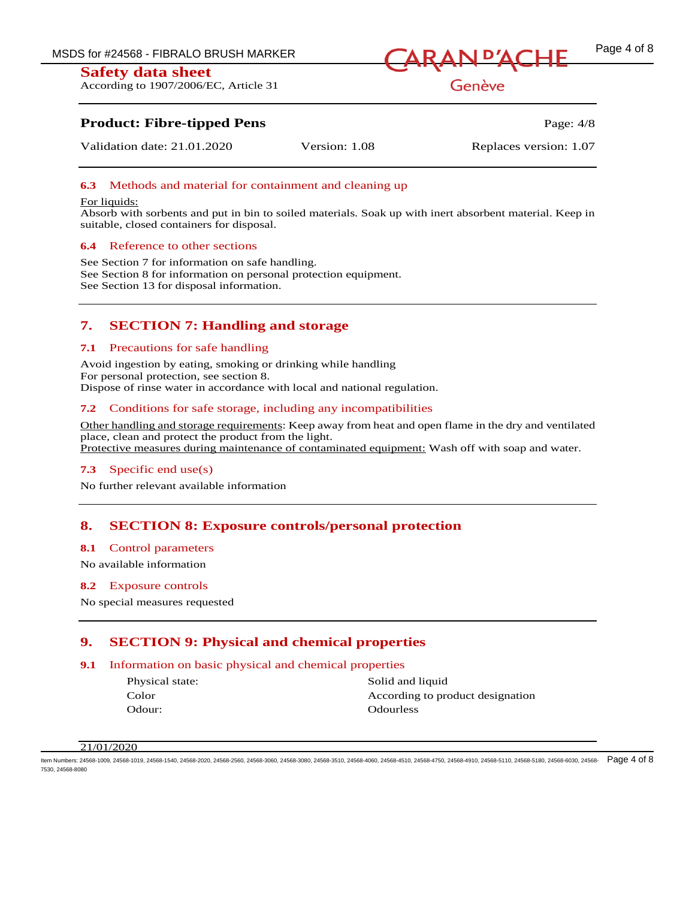### 6.3 Methods and material for containment and cleaning up

For liquids:
Absorb with sorbents and put in bin to soiled materials. Soak up with inert absorbent material. Keep in suitable, closed containers for disposal.

### 6.4 Reference to other sections

See Section 7 for information on safe handling.
See Section 8 for information on personal protection equipment.
See Section 13 for disposal information.

## 7. SECTION 7: Handling and storage

### 7.1 Precautions for safe handling

Avoid ingestion by eating, smoking or drinking while handling
For personal protection, see section 8.
Dispose of rinse water in accordance with local and national regulation.

### 7.2 Conditions for safe storage, including any incompatibilities

Other handling and storage requirements: Keep away from heat and open flame in the dry and ventilated place, clean and protect the product from the light.
Protective measures during maintenance of contaminated equipment: Wash off with soap and water.

### 7.3 Specific end use(s)

No further relevant available information

## 8. SECTION 8: Exposure controls/personal protection

### 8.1 Control parameters

No available information

### 8.2 Exposure controls

No special measures requested

## 9. SECTION 9: Physical and chemical properties

### 9.1 Information on basic physical and chemical properties

| | |
|---|---|
| Physical state: | Solid and liquid |
| Color | According to product designation |
| Odour: | Odourless |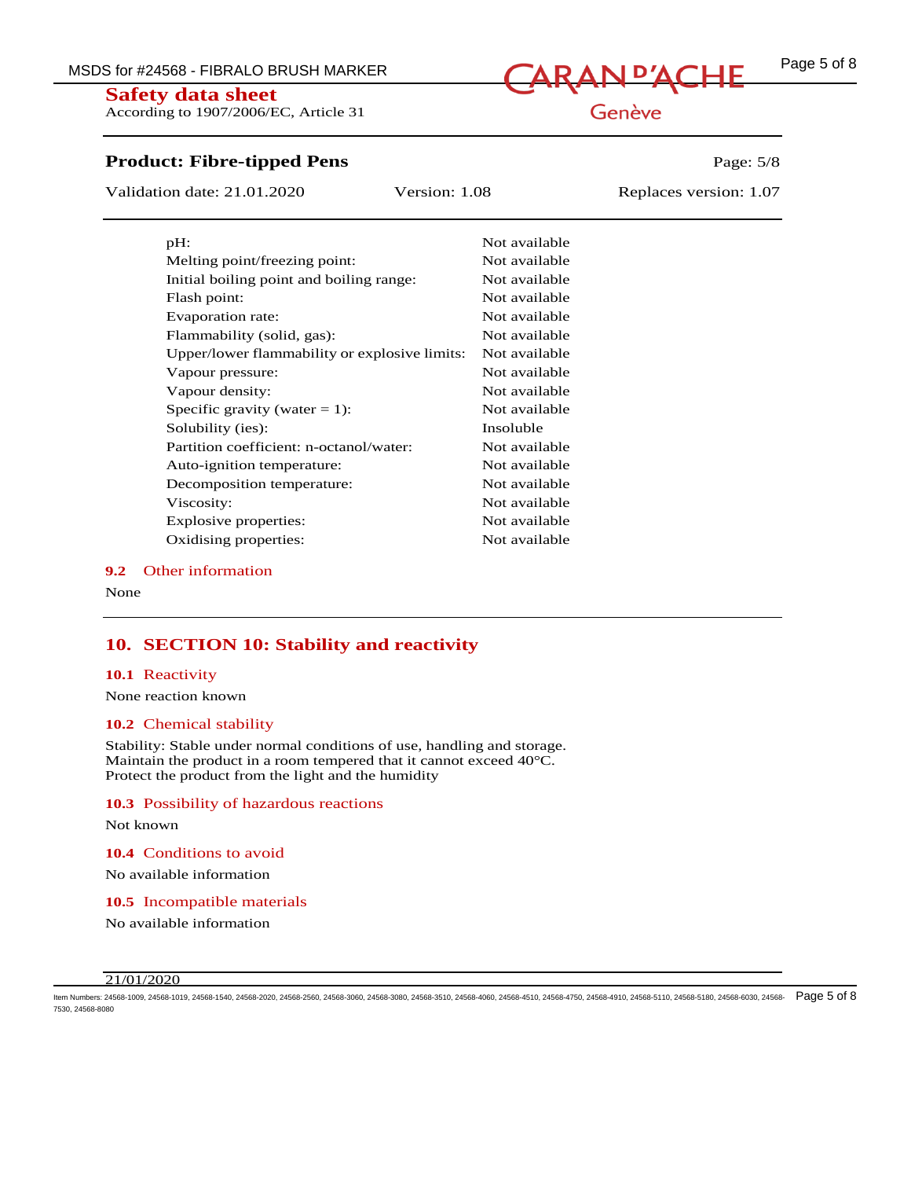| | |
|---|---|
| pH: | Not available |
| Melting point/freezing point: | Not available |
| Initial boiling point and boiling range: | Not available |
| Flash point: | Not available |
| Evaporation rate: | Not available |
| Flammability (solid, gas): | Not available |
| Upper/lower flammability or explosive limits: | Not available |
| Vapour pressure: | Not available |
| Vapour density: | Not available |
| Specific gravity (water = 1): | Not available |
| Solubility (ies): | Insoluble |
| Partition coefficient: n-octanol/water: | Not available |
| Auto-ignition temperature: | Not available |
| Decomposition temperature: | Not available |
| Viscosity: | Not available |
| Explosive properties: | Not available |
| Oxidising properties: | Not available |

### 9.2 Other information

None

## 10. SECTION 10: Stability and reactivity

### 10.1 Reactivity

None reaction known

### 10.2 Chemical stability

Stability: Stable under normal conditions of use, handling and storage.
Maintain the product in a room tempered that it cannot exceed 40°C.
Protect the product from the light and the humidity

### 10.3 Possibility of hazardous reactions

Not known

### 10.4 Conditions to avoid

No available information

### 10.5 Incompatible materials

No available information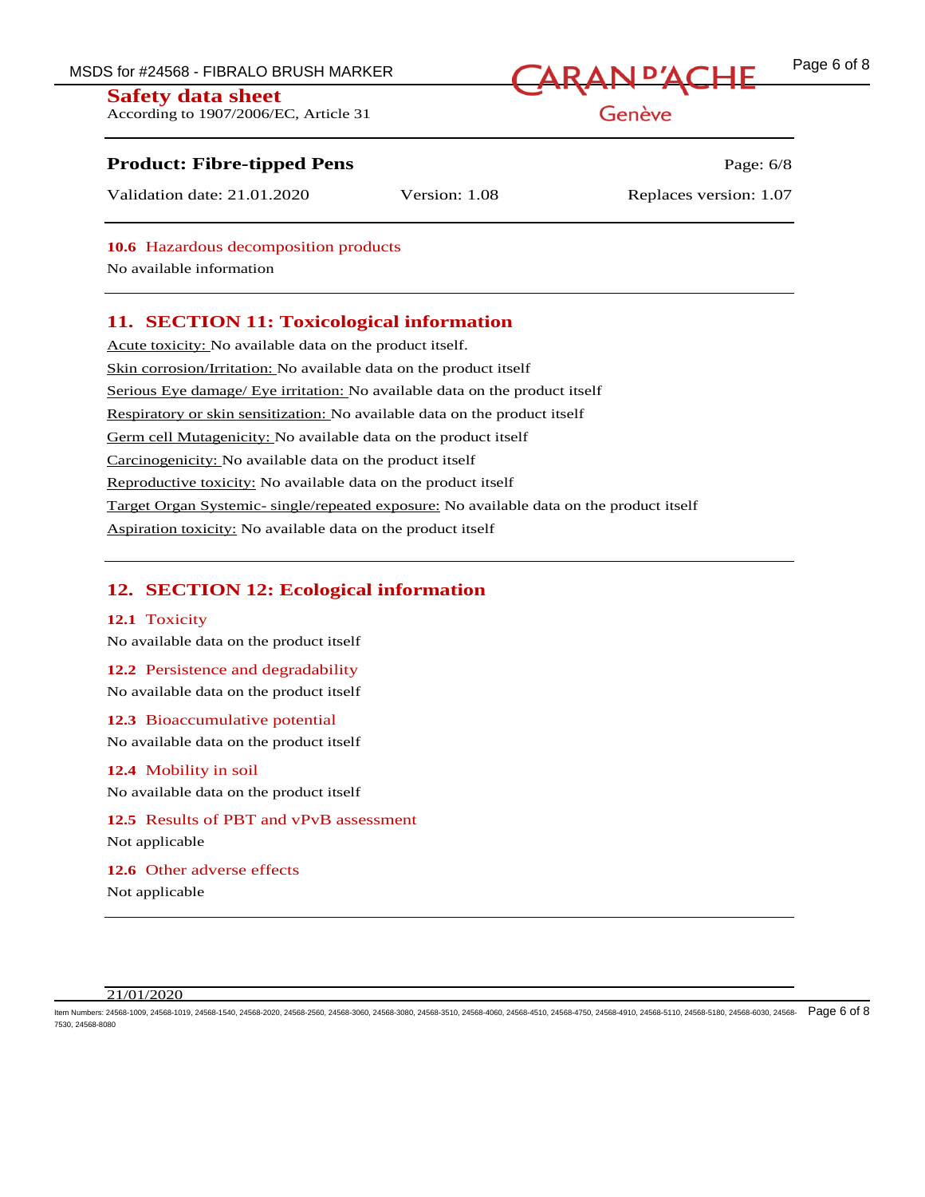### 10.6 Hazardous decomposition products

No available information

## 11. SECTION 11: Toxicological information

Acute toxicity: No available data on the product itself.

Skin corrosion/Irritation: No available data on the product itself

Serious Eye damage/ Eye irritation: No available data on the product itself

Respiratory or skin sensitization: No available data on the product itself

Germ cell Mutagenicity: No available data on the product itself

Carcinogenicity: No available data on the product itself

Reproductive toxicity: No available data on the product itself

Target Organ Systemic- single/repeated exposure: No available data on the product itself

Aspiration toxicity: No available data on the product itself

## 12. SECTION 12: Ecological information

### 12.1 Toxicity

No available data on the product itself

### 12.2 Persistence and degradability

No available data on the product itself

### 12.3 Bioaccumulative potential

No available data on the product itself

### 12.4 Mobility in soil

No available data on the product itself

### 12.5 Results of PBT and vPvB assessment

Not applicable

### 12.6 Other adverse effects

Not applicable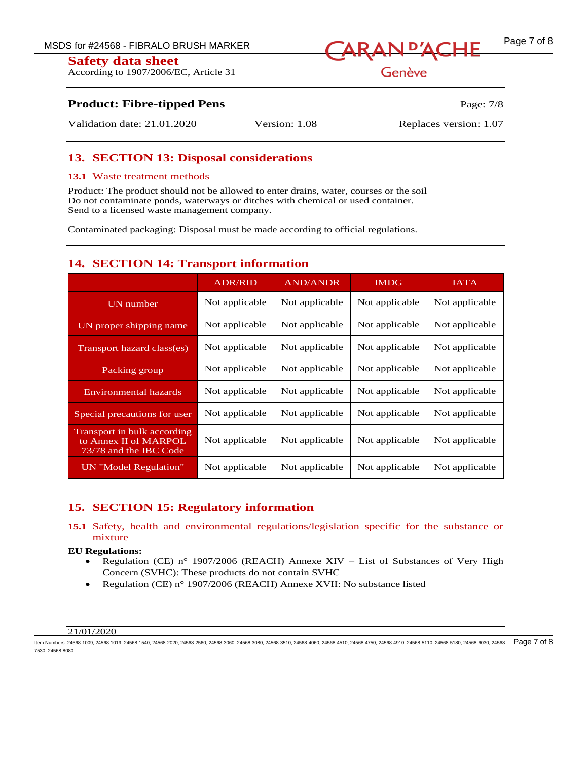## 13. SECTION 13: Disposal considerations

### 13.1 Waste treatment methods

Product: The product should not be allowed to enter drains, water, courses or the soil
Do not contaminate ponds, waterways or ditches with chemical or used container.
Send to a licensed waste management company.

Contaminated packaging: Disposal must be made according to official regulations.

## 14. SECTION 14: Transport information

| | ADR/RID | AND/ANDR | IMDG | IATA |
|---|---|---|---|---|
| UN number | Not applicable | Not applicable | Not applicable | Not applicable |
| UN proper shipping name | Not applicable | Not applicable | Not applicable | Not applicable |
| Transport hazard class(es) | Not applicable | Not applicable | Not applicable | Not applicable |
| Packing group | Not applicable | Not applicable | Not applicable | Not applicable |
| Environmental hazards | Not applicable | Not applicable | Not applicable | Not applicable |
| Special precautions for user | Not applicable | Not applicable | Not applicable | Not applicable |
| Transport in bulk according to Annex II of MARPOL 73/78 and the IBC Code | Not applicable | Not applicable | Not applicable | Not applicable |
| UN "Model Regulation" | Not applicable | Not applicable | Not applicable | Not applicable |

## 15. SECTION 15: Regulatory information

### 15.1 Safety, health and environmental regulations/legislation specific for the substance or mixture

**EU Regulations:**

- Regulation (CE) n° 1907/2006 (REACH) Annexe XIV – List of Substances of Very High Concern (SVHC): These products do not contain SVHC
- Regulation (CE) n° 1907/2006 (REACH) Annexe XVII: No substance listed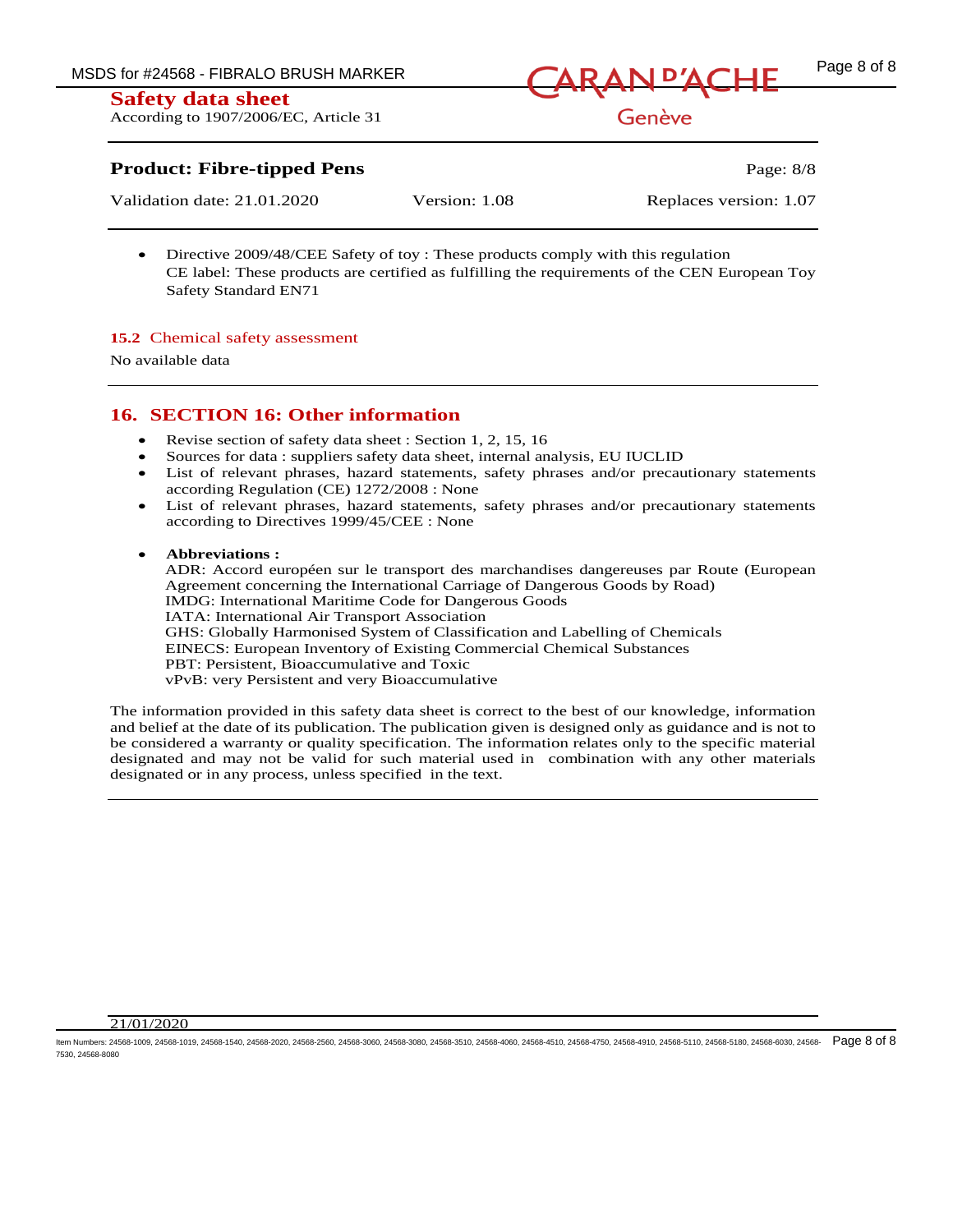- Directive 2009/48/CEE Safety of toy : These products comply with this regulation
  CE label: These products are certified as fulfilling the requirements of the CEN European Toy Safety Standard EN71

### 15.2 Chemical safety assessment

No available data

## 16. SECTION 16: Other information

- Revise section of safety data sheet : Section 1, 2, 15, 16
- Sources for data : suppliers safety data sheet, internal analysis, EU IUCLID
- List of relevant phrases, hazard statements, safety phrases and/or precautionary statements according Regulation (CE) 1272/2008 : None
- List of relevant phrases, hazard statements, safety phrases and/or precautionary statements according to Directives 1999/45/CEE : None

- **Abbreviations :**
  ADR: Accord européen sur le transport des marchandises dangereuses par Route (European Agreement concerning the International Carriage of Dangerous Goods by Road)
  IMDG: International Maritime Code for Dangerous Goods
  IATA: International Air Transport Association
  GHS: Globally Harmonised System of Classification and Labelling of Chemicals
  EINECS: European Inventory of Existing Commercial Chemical Substances
  PBT: Persistent, Bioaccumulative and Toxic
  vPvB: very Persistent and very Bioaccumulative

The information provided in this safety data sheet is correct to the best of our knowledge, information and belief at the date of its publication. The publication given is designed only as guidance and is not to be considered a warranty or quality specification. The information relates only to the specific material designated and may not be valid for such material used in combination with any other materials designated or in any process, unless specified in the text.

21/01/2020

Item Numbers: 24568-1009, 24568-1019, 24568-1540, 24568-2020, 24568-2560, 24568-3060, 24568-3080, 24568-3510, 24568-4060, 24568-4510, 24568-4750, 24568-4910, 24568-5110, 24568-5180, 24568-6030, 24568-7530, 24568-8080